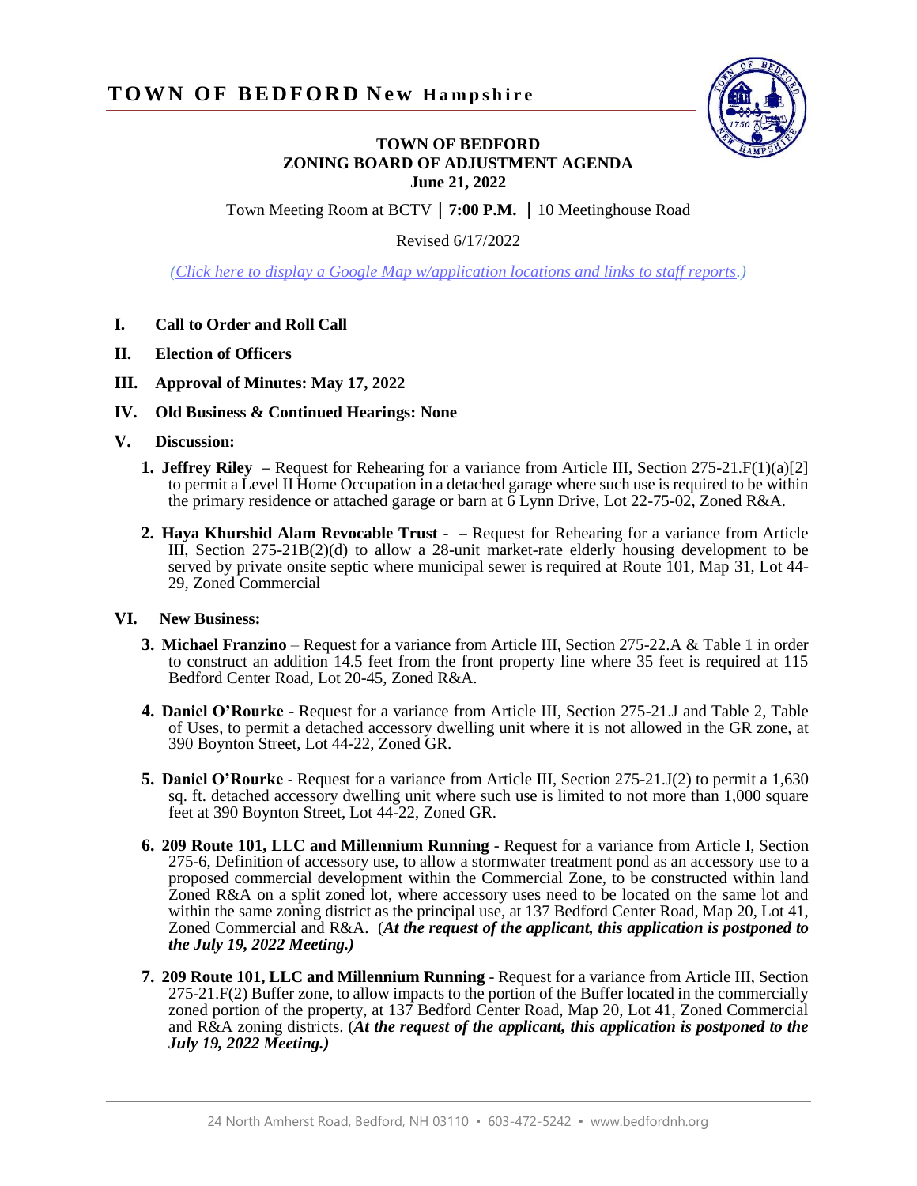# TOWN OF BEDFORD New Hampshire

**TOWN OF BEDFORD**
**ZONING BOARD OF ADJUSTMENT AGENDA**
**June 21, 2022**

Town Meeting Room at BCTV | **7:00 P.M.** | 10 Meetinghouse Road

Revised 6/17/2022

*(Click here to display a Google Map w/application locations and links to staff reports.)*

**I. Call to Order and Roll Call**

**II. Election of Officers**

**III. Approval of Minutes: May 17, 2022**

**IV. Old Business & Continued Hearings: None**

**V. Discussion:**

1. **Jeffrey Riley** – Request for Rehearing for a variance from Article III, Section 275-21.F(1)(a)[2] to permit a Level II Home Occupation in a detached garage where such use is required to be within the primary residence or attached garage or barn at 6 Lynn Drive, Lot 22-75-02, Zoned R&A.

2. **Haya Khurshid Alam Revocable Trust** - – Request for Rehearing for a variance from Article III, Section 275-21B(2)(d) to allow a 28-unit market-rate elderly housing development to be served by private onsite septic where municipal sewer is required at Route 101, Map 31, Lot 44-29, Zoned Commercial

**VI. New Business:**

3. **Michael Franzino** – Request for a variance from Article III, Section 275-22.A & Table 1 in order to construct an addition 14.5 feet from the front property line where 35 feet is required at 115 Bedford Center Road, Lot 20-45, Zoned R&A.

4. **Daniel O'Rourke** - Request for a variance from Article III, Section 275-21.J and Table 2, Table of Uses, to permit a detached accessory dwelling unit where it is not allowed in the GR zone, at 390 Boynton Street, Lot 44-22, Zoned GR.

5. **Daniel O'Rourke** - Request for a variance from Article III, Section 275-21.J(2) to permit a 1,630 sq. ft. detached accessory dwelling unit where such use is limited to not more than 1,000 square feet at 390 Boynton Street, Lot 44-22, Zoned GR.

6. **209 Route 101, LLC and Millennium Running** - Request for a variance from Article I, Section 275-6, Definition of accessory use, to allow a stormwater treatment pond as an accessory use to a proposed commercial development within the Commercial Zone, to be constructed within land Zoned R&A on a split zoned lot, where accessory uses need to be located on the same lot and within the same zoning district as the principal use, at 137 Bedford Center Road, Map 20, Lot 41, Zoned Commercial and R&A. (***At the request of the applicant, this application is postponed to the July 19, 2022 Meeting.)***

7. **209 Route 101, LLC and Millennium Running** - Request for a variance from Article III, Section 275-21.F(2) Buffer zone, to allow impacts to the portion of the Buffer located in the commercially zoned portion of the property, at 137 Bedford Center Road, Map 20, Lot 41, Zoned Commercial and R&A zoning districts. (***At the request of the applicant, this application is postponed to the July 19, 2022 Meeting.)***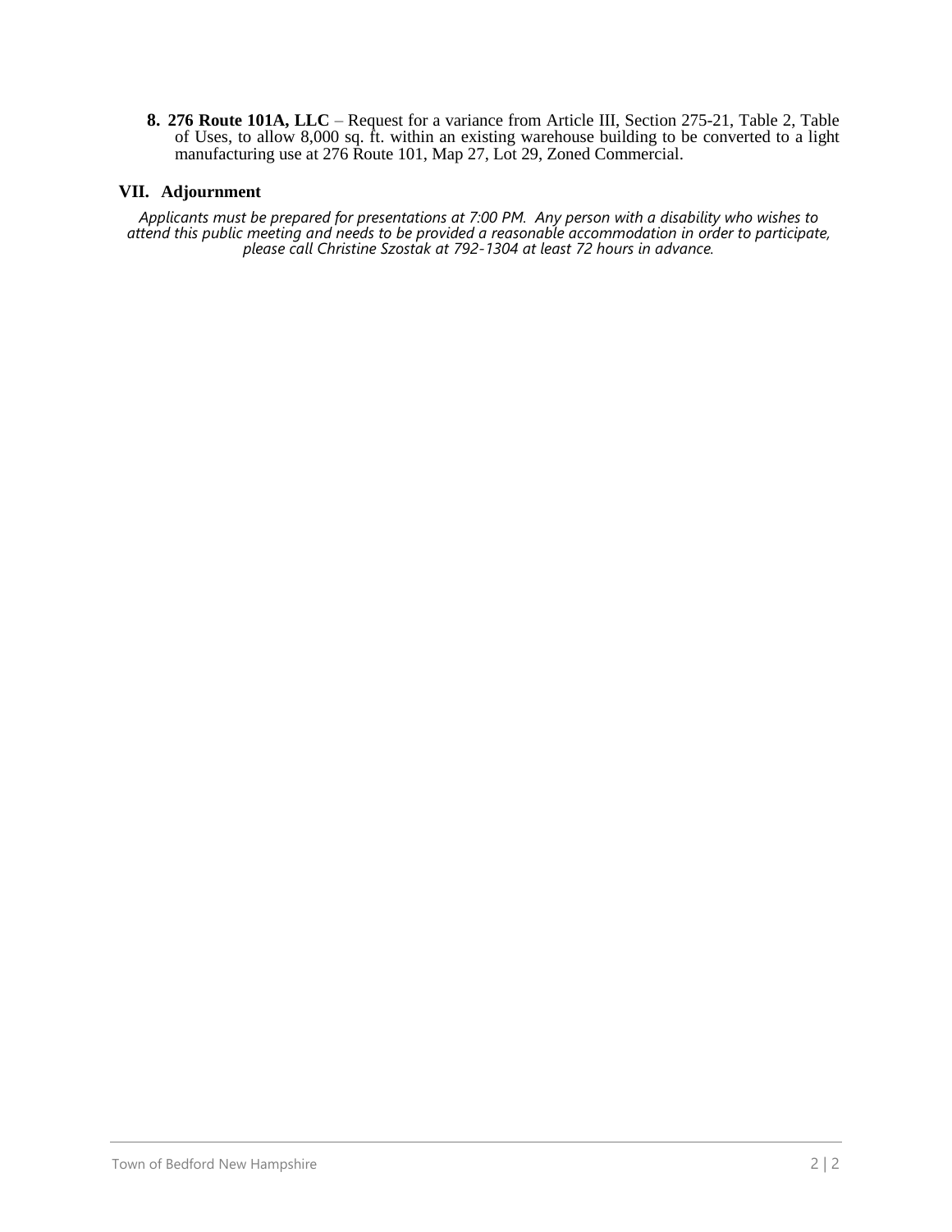8. **276 Route 101A, LLC** – Request for a variance from Article III, Section 275-21, Table 2, Table of Uses, to allow 8,000 sq. ft. within an existing warehouse building to be converted to a light manufacturing use at 276 Route 101, Map 27, Lot 29, Zoned Commercial.

## VII. Adjournment

*Applicants must be prepared for presentations at 7:00 PM. Any person with a disability who wishes to attend this public meeting and needs to be provided a reasonable accommodation in order to participate, please call Christine Szostak at 792-1304 at least 72 hours in advance.*